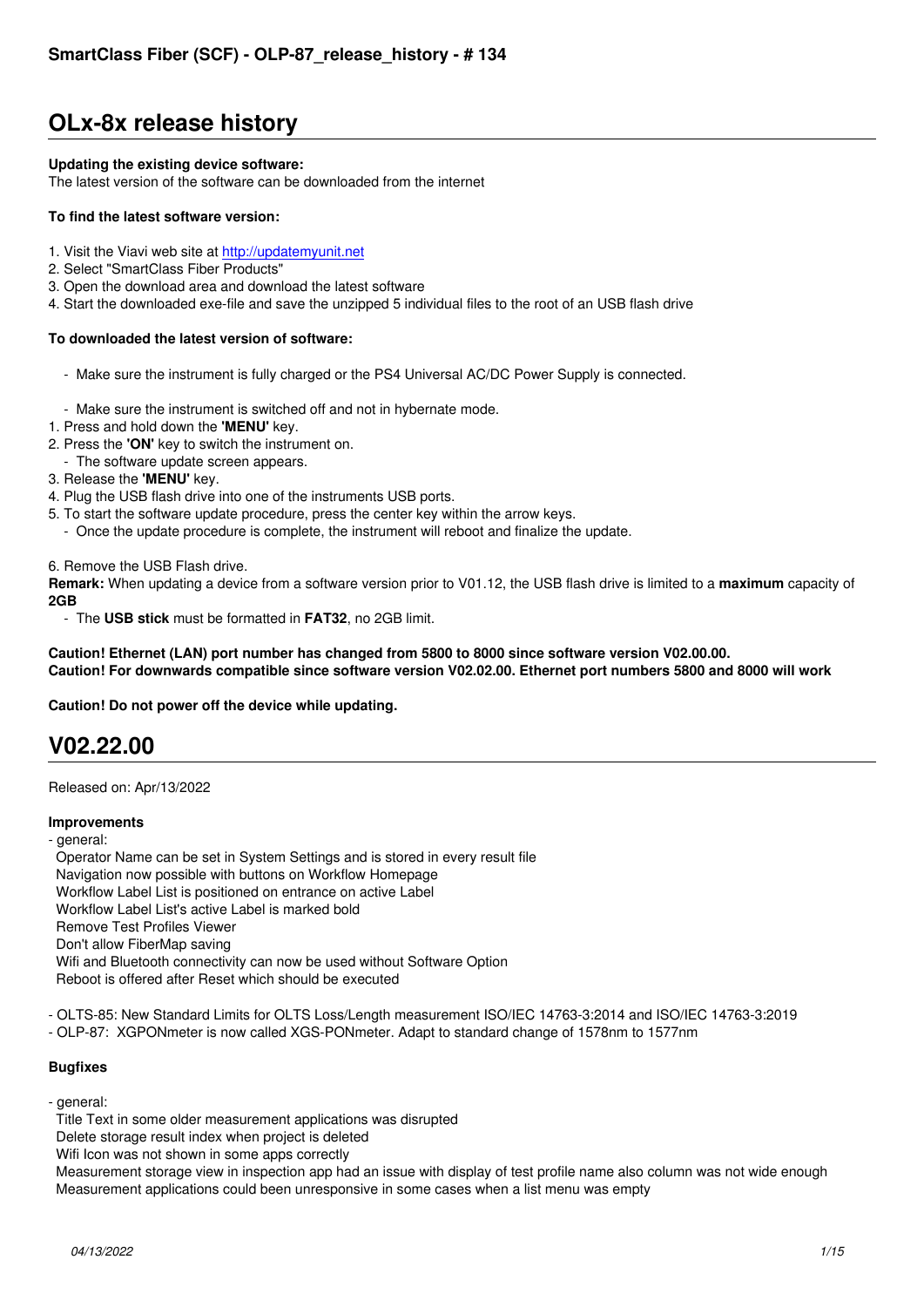# OLx-8x release history

**Updating the existing device software:**
The latest version of the software can be downloaded from the internet

**To find the latest software version:**

1. Visit the Viavi web site at http://updatemyunit.net
2. Select "SmartClass Fiber Products"
3. Open the download area and download the latest software
4. Start the downloaded exe-file and save the unzipped 5 individual files to the root of an USB flash drive

**To downloaded the latest version of software:**

- Make sure the instrument is fully charged or the PS4 Universal AC/DC Power Supply is connected.

- Make sure the instrument is switched off and not in hybernate mode.

1. Press and hold down the **'MENU'** key.
2. Press the **'ON'** key to switch the instrument on.
   - The software update screen appears.
3. Release the **'MENU'** key.
4. Plug the USB flash drive into one of the instruments USB ports.
5. To start the software update procedure, press the center key within the arrow keys.
   - Once the update procedure is complete, the instrument will reboot and finalize the update.

6. Remove the USB Flash drive.

**Remark:** When updating a device from a software version prior to V01.12, the USB flash drive is limited to a **maximum** capacity of **2GB**

- The **USB stick** must be formatted in **FAT32**, no 2GB limit.

**Caution! Ethernet (LAN) port number has changed from 5800 to 8000 since software version V02.00.00.**
**Caution! For downwards compatible since software version V02.02.00. Ethernet port numbers 5800 and 8000 will work**

**Caution! Do not power off the device while updating.**

# V02.22.00

Released on: Apr/13/2022

**Improvements**

- general:
  Operator Name can be set in System Settings and is stored in every result file
  Navigation now possible with buttons on Workflow Homepage
  Workflow Label List is positioned on entrance on active Label
  Workflow Label List's active Label is marked bold
  Remove Test Profiles Viewer
  Don't allow FiberMap saving
  Wifi and Bluetooth connectivity can now be used without Software Option
  Reboot is offered after Reset which should be executed

- OLTS-85: New Standard Limits for OLTS Loss/Length measurement ISO/IEC 14763-3:2014 and ISO/IEC 14763-3:2019
- OLP-87: XGPONmeter is now called XGS-PONmeter. Adapt to standard change of 1578nm to 1577nm

**Bugfixes**

- general:
  Title Text in some older measurement applications was disrupted
  Delete storage result index when project is deleted
  Wifi Icon was not shown in some apps correctly
  Measurement storage view in inspection app had an issue with display of test profile name also column was not wide enough
  Measurement applications could been unresponsive in some cases when a list menu was empty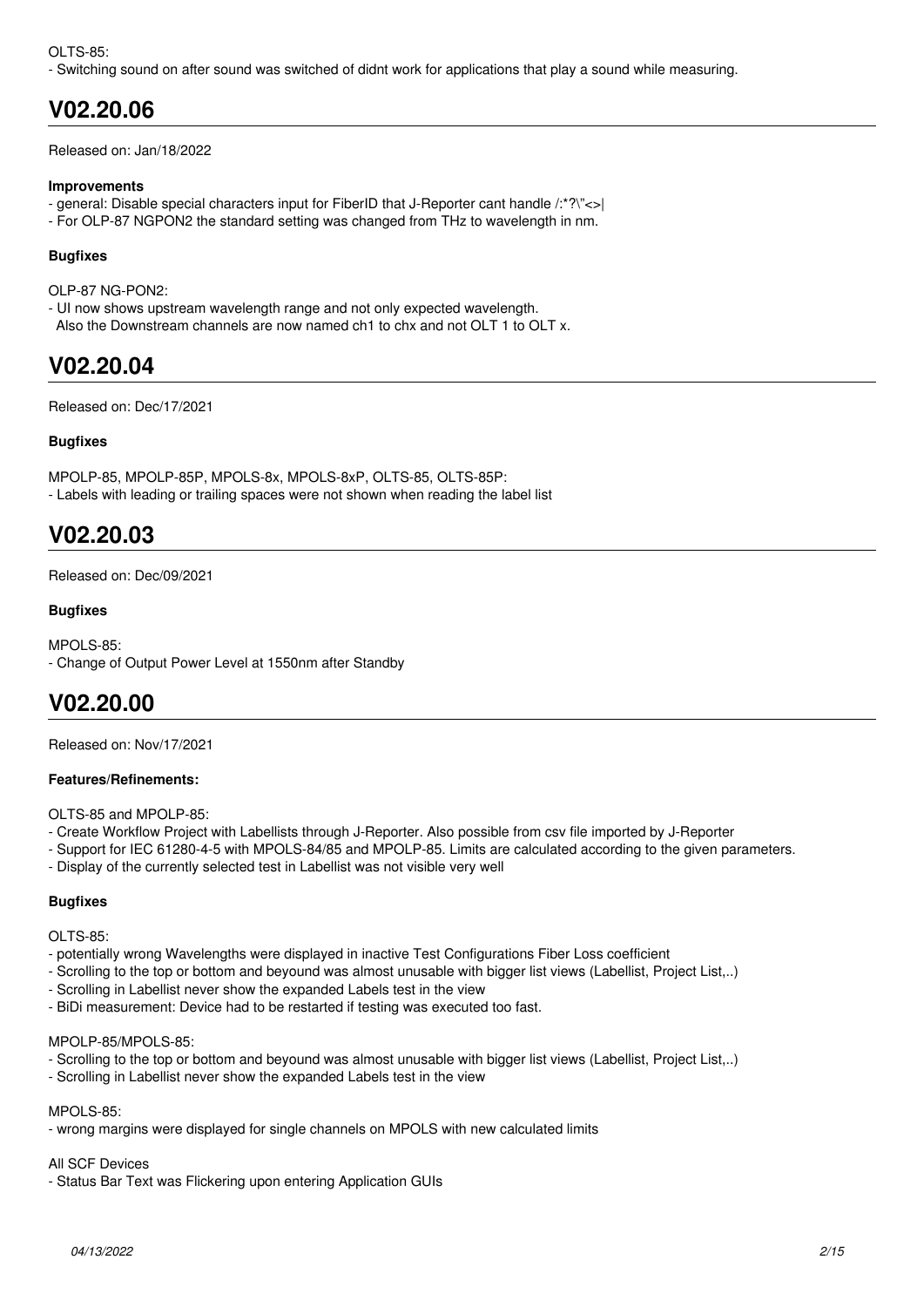OLTS-85:
- Switching sound on after sound was switched of didnt work for applications that play a sound while measuring.

## V02.20.06

Released on: Jan/18/2022

**Improvements**

- general: Disable special characters input for FiberID that J-Reporter cant handle /:*?\"<>|
- For OLP-87 NGPON2 the standard setting was changed from THz to wavelength in nm.

**Bugfixes**

OLP-87 NG-PON2:
- UI now shows upstream wavelength range and not only expected wavelength.
  Also the Downstream channels are now named ch1 to chx and not OLT 1 to OLT x.

## V02.20.04

Released on: Dec/17/2021

**Bugfixes**

MPOLP-85, MPOLP-85P, MPOLS-8x, MPOLS-8xP, OLTS-85, OLTS-85P:
- Labels with leading or trailing spaces were not shown when reading the label list

## V02.20.03

Released on: Dec/09/2021

**Bugfixes**

MPOLS-85:
- Change of Output Power Level at 1550nm after Standby

## V02.20.00

Released on: Nov/17/2021

**Features/Refinements:**

OLTS-85 and MPOLP-85:
- Create Workflow Project with Labellists through J-Reporter. Also possible from csv file imported by J-Reporter
- Support for IEC 61280-4-5 with MPOLS-84/85 and MPOLP-85. Limits are calculated according to the given parameters.
- Display of the currently selected test in Labellist was not visible very well

**Bugfixes**

OLTS-85:
- potentially wrong Wavelengths were displayed in inactive Test Configurations Fiber Loss coefficient
- Scrolling to the top or bottom and beyound was almost unusable with bigger list views (Labellist, Project List,..)
- Scrolling in Labellist never show the expanded Labels test in the view
- BiDi measurement: Device had to be restarted if testing was executed too fast.

MPOLP-85/MPOLS-85:
- Scrolling to the top or bottom and beyound was almost unusable with bigger list views (Labellist, Project List,..)
- Scrolling in Labellist never show the expanded Labels test in the view

MPOLS-85:
- wrong margins were displayed for single channels on MPOLS with new calculated limits

All SCF Devices
- Status Bar Text was Flickering upon entering Application GUIs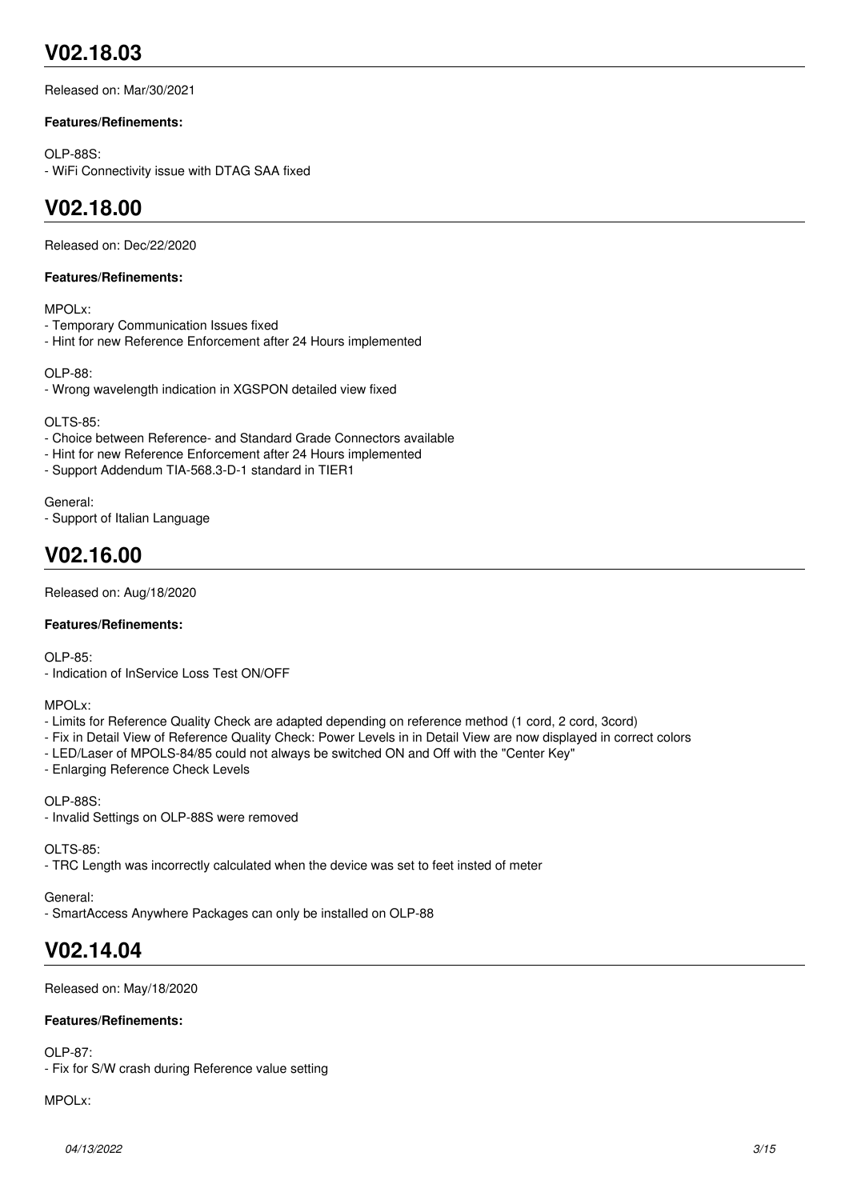# V02.18.03

Released on: Mar/30/2021

**Features/Refinements:**

OLP-88S:
- WiFi Connectivity issue with DTAG SAA fixed

# V02.18.00

Released on: Dec/22/2020

**Features/Refinements:**

MPOLx:
- Temporary Communication Issues fixed
- Hint for new Reference Enforcement after 24 Hours implemented

OLP-88:
- Wrong wavelength indication in XGSPON detailed view fixed

OLTS-85:
- Choice between Reference- and Standard Grade Connectors available
- Hint for new Reference Enforcement after 24 Hours implemented
- Support Addendum TIA-568.3-D-1 standard in TIER1

General:
- Support of Italian Language

# V02.16.00

Released on: Aug/18/2020

**Features/Refinements:**

OLP-85:
- Indication of InService Loss Test ON/OFF

MPOLx:
- Limits for Reference Quality Check are adapted depending on reference method (1 cord, 2 cord, 3cord)
- Fix in Detail View of Reference Quality Check: Power Levels in in Detail View are now displayed in correct colors
- LED/Laser of MPOLS-84/85 could not always be switched ON and Off with the "Center Key"
- Enlarging Reference Check Levels

OLP-88S:
- Invalid Settings on OLP-88S were removed

OLTS-85:
- TRC Length was incorrectly calculated when the device was set to feet insted of meter

General:
- SmartAccess Anywhere Packages can only be installed on OLP-88

# V02.14.04

Released on: May/18/2020

**Features/Refinements:**

OLP-87:
- Fix for S/W crash during Reference value setting

MPOLx: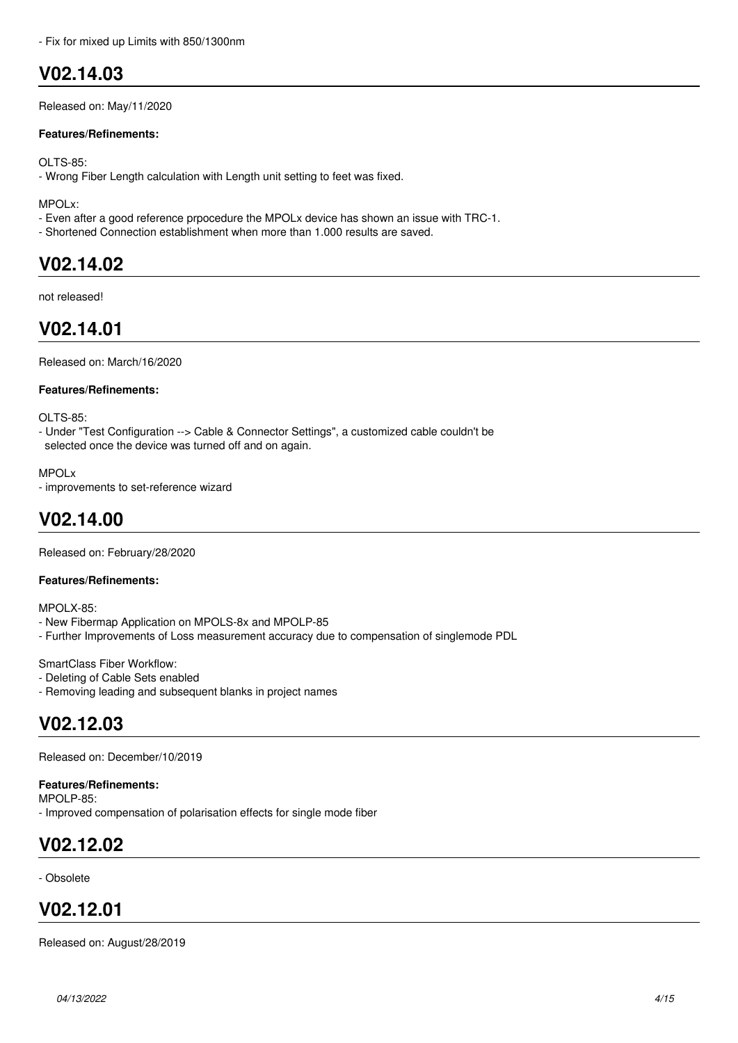- Fix for mixed up Limits with 850/1300nm

## V02.14.03

Released on: May/11/2020

**Features/Refinements:**

OLTS-85:
- Wrong Fiber Length calculation with Length unit setting to feet was fixed.

MPOLx:
- Even after a good reference prpocedure the MPOLx device has shown an issue with TRC-1.
- Shortened Connection establishment when more than 1.000 results are saved.

## V02.14.02

not released!

## V02.14.01

Released on: March/16/2020

**Features/Refinements:**

OLTS-85:
- Under "Test Configuration --> Cable & Connector Settings", a customized cable couldn't be selected once the device was turned off and on again.

MPOLx
- improvements to set-reference wizard

## V02.14.00

Released on: February/28/2020

**Features/Refinements:**

MPOLX-85:
- New Fibermap Application on MPOLS-8x and MPOLP-85
- Further Improvements of Loss measurement accuracy due to compensation of singlemode PDL

SmartClass Fiber Workflow:
- Deleting of Cable Sets enabled
- Removing leading and subsequent blanks in project names

## V02.12.03

Released on: December/10/2019

**Features/Refinements:**
MPOLP-85:
- Improved compensation of polarisation effects for single mode fiber

## V02.12.02

- Obsolete

## V02.12.01

Released on: August/28/2019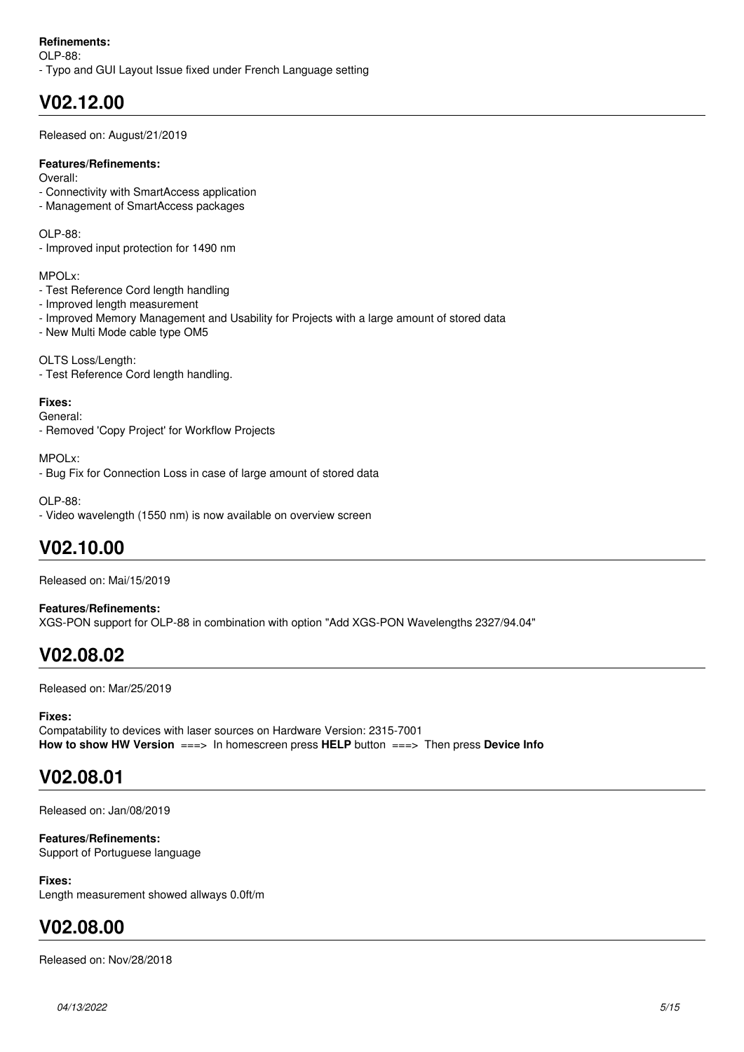**Refinements:**
OLP-88:
- Typo and GUI Layout Issue fixed under French Language setting

## V02.12.00

Released on: August/21/2019

**Features/Refinements:**
Overall:
- Connectivity with SmartAccess application
- Management of SmartAccess packages

OLP-88:
- Improved input protection for 1490 nm

MPOLx:
- Test Reference Cord length handling
- Improved length measurement
- Improved Memory Management and Usability for Projects with a large amount of stored data
- New Multi Mode cable type OM5

OLTS Loss/Length:
- Test Reference Cord length handling.

**Fixes:**
General:
- Removed 'Copy Project' for Workflow Projects

MPOLx:
- Bug Fix for Connection Loss in case of large amount of stored data

OLP-88:
- Video wavelength (1550 nm) is now available on overview screen

## V02.10.00

Released on: Mai/15/2019

**Features/Refinements:**
XGS-PON support for OLP-88 in combination with option "Add XGS-PON Wavelengths 2327/94.04"

## V02.08.02

Released on: Mar/25/2019

**Fixes:**
Compatability to devices with laser sources on Hardware Version: 2315-7001
**How to show HW Version** ===> In homescreen press **HELP** button ===> Then press **Device Info**

## V02.08.01

Released on: Jan/08/2019

**Features/Refinements:**
Support of Portuguese language

**Fixes:**
Length measurement showed allways 0.0ft/m

## V02.08.00

Released on: Nov/28/2018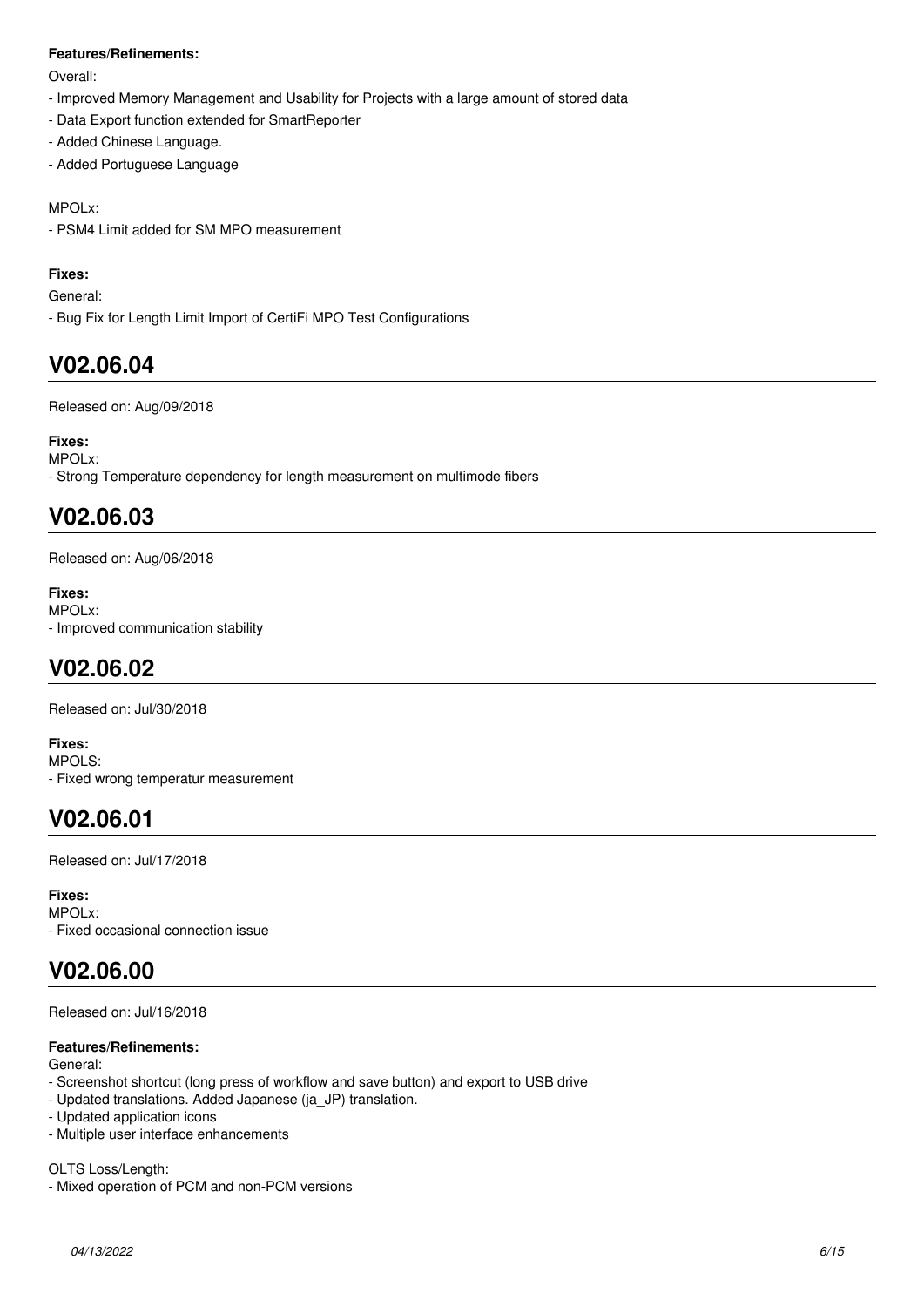**Features/Refinements:**

Overall:

- Improved Memory Management and Usability for Projects with a large amount of stored data
- Data Export function extended for SmartReporter
- Added Chinese Language.
- Added Portuguese Language

MPOLx:

- PSM4 Limit added for SM MPO measurement

**Fixes:**

General:

- Bug Fix for Length Limit Import of CertiFi MPO Test Configurations

## V02.06.04

Released on: Aug/09/2018

**Fixes:**

MPOLx:

- Strong Temperature dependency for length measurement on multimode fibers

## V02.06.03

Released on: Aug/06/2018

**Fixes:**

MPOLx:

- Improved communication stability

## V02.06.02

Released on: Jul/30/2018

**Fixes:**

MPOLS:

- Fixed wrong temperatur measurement

## V02.06.01

Released on: Jul/17/2018

**Fixes:**

MPOLx:

- Fixed occasional connection issue

## V02.06.00

Released on: Jul/16/2018

**Features/Refinements:**

General:

- Screenshot shortcut (long press of workflow and save button) and export to USB drive
- Updated translations. Added Japanese (ja_JP) translation.
- Updated application icons
- Multiple user interface enhancements

OLTS Loss/Length:

- Mixed operation of PCM and non-PCM versions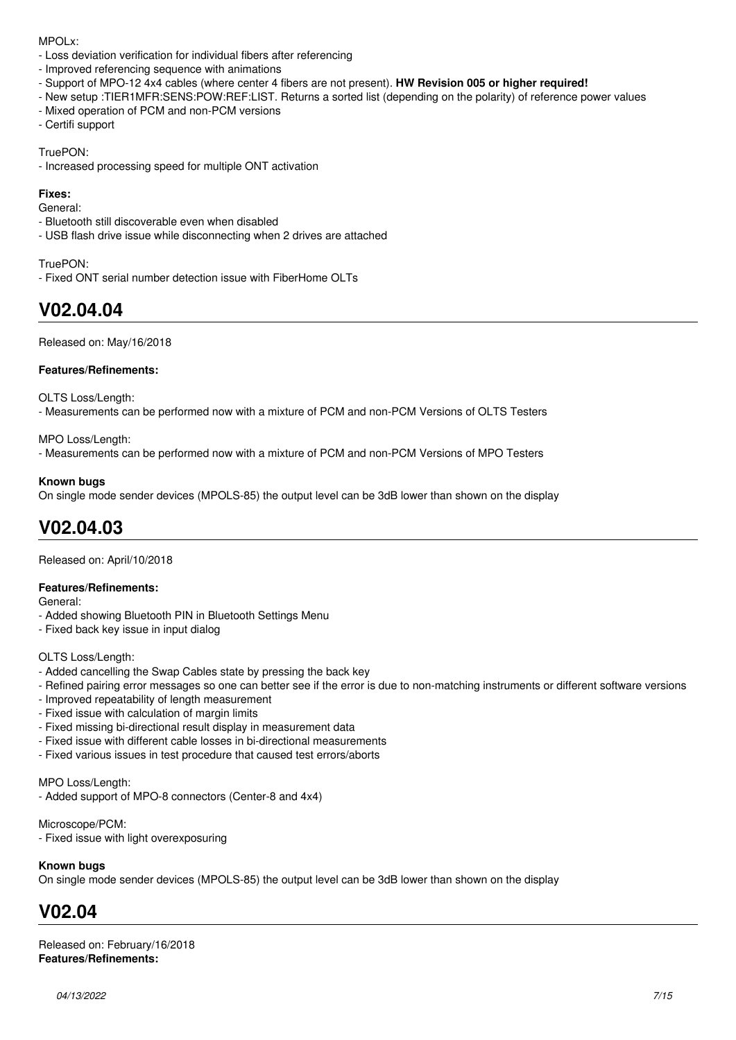MPOLx:
- Loss deviation verification for individual fibers after referencing
- Improved referencing sequence with animations
- Support of MPO-12 4x4 cables (where center 4 fibers are not present). **HW Revision 005 or higher required!**
- New setup :TIER1MFR:SENS:POW:REF:LIST. Returns a sorted list (depending on the polarity) of reference power values
- Mixed operation of PCM and non-PCM versions
- Certifi support

TruePON:
- Increased processing speed for multiple ONT activation

**Fixes:**

General:
- Bluetooth still discoverable even when disabled
- USB flash drive issue while disconnecting when 2 drives are attached

TruePON:
- Fixed ONT serial number detection issue with FiberHome OLTs

# V02.04.04

Released on: May/16/2018

**Features/Refinements:**

OLTS Loss/Length:
- Measurements can be performed now with a mixture of PCM and non-PCM Versions of OLTS Testers

MPO Loss/Length:
- Measurements can be performed now with a mixture of PCM and non-PCM Versions of MPO Testers

**Known bugs**

On single mode sender devices (MPOLS-85) the output level can be 3dB lower than shown on the display

# V02.04.03

Released on: April/10/2018

**Features/Refinements:**

General:
- Added showing Bluetooth PIN in Bluetooth Settings Menu
- Fixed back key issue in input dialog

OLTS Loss/Length:
- Added cancelling the Swap Cables state by pressing the back key
- Refined pairing error messages so one can better see if the error is due to non-matching instruments or different software versions
- Improved repeatability of length measurement
- Fixed issue with calculation of margin limits
- Fixed missing bi-directional result display in measurement data
- Fixed issue with different cable losses in bi-directional measurements
- Fixed various issues in test procedure that caused test errors/aborts

MPO Loss/Length:
- Added support of MPO-8 connectors (Center-8 and 4x4)

Microscope/PCM:
- Fixed issue with light overexposuring

**Known bugs**

On single mode sender devices (MPOLS-85) the output level can be 3dB lower than shown on the display

# V02.04

Released on: February/16/2018

**Features/Refinements:**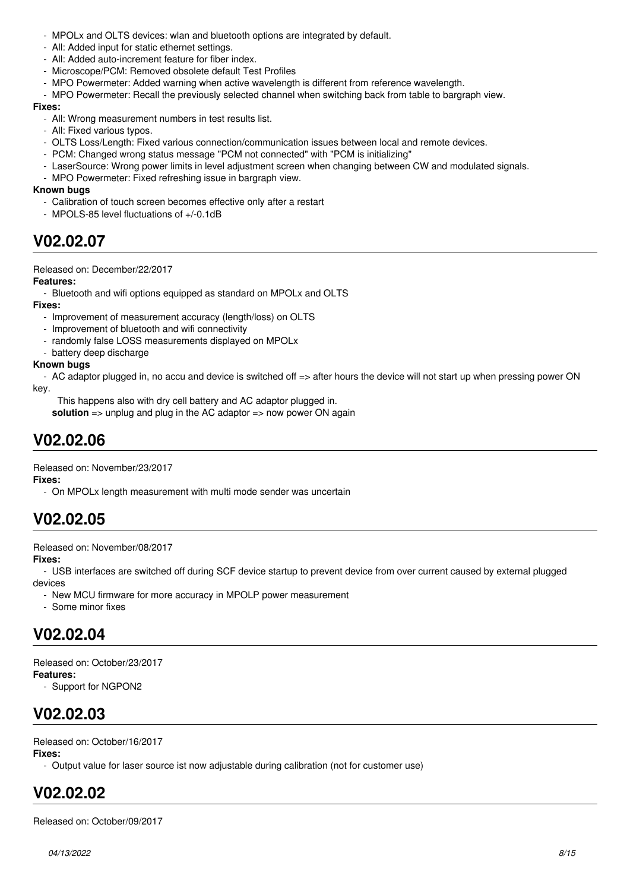- MPOLx and OLTS devices: wlan and bluetooth options are integrated by default.
- All: Added input for static ethernet settings.
- All: Added auto-increment feature for fiber index.
- Microscope/PCM: Removed obsolete default Test Profiles
- MPO Powermeter: Added warning when active wavelength is different from reference wavelength.
- MPO Powermeter: Recall the previously selected channel when switching back from table to bargraph view.

**Fixes:**

- All: Wrong measurement numbers in test results list.
- All: Fixed various typos.
- OLTS Loss/Length: Fixed various connection/communication issues between local and remote devices.
- PCM: Changed wrong status message "PCM not connected" with "PCM is initializing"
- LaserSource: Wrong power limits in level adjustment screen when changing between CW and modulated signals.
- MPO Powermeter: Fixed refreshing issue in bargraph view.

**Known bugs**

- Calibration of touch screen becomes effective only after a restart
- MPOLS-85 level fluctuations of +/-0.1dB

## V02.02.07

Released on: December/22/2017

**Features:**

- Bluetooth and wifi options equipped as standard on MPOLx and OLTS

**Fixes:**

- Improvement of measurement accuracy (length/loss) on OLTS
- Improvement of bluetooth and wifi connectivity
- randomly false LOSS measurements displayed on MPOLx
- battery deep discharge

**Known bugs**

- AC adaptor plugged in, no accu and device is switched off => after hours the device will not start up when pressing power ON key.

  This happens also with dry cell battery and AC adaptor plugged in.

  **solution** => unplug and plug in the AC adaptor => now power ON again

## V02.02.06

Released on: November/23/2017

**Fixes:**

- On MPOLx length measurement with multi mode sender was uncertain

## V02.02.05

Released on: November/08/2017

**Fixes:**

- USB interfaces are switched off during SCF device startup to prevent device from over current caused by external plugged devices
- New MCU firmware for more accuracy in MPOLP power measurement
- Some minor fixes

## V02.02.04

Released on: October/23/2017

**Features:**

- Support for NGPON2

## V02.02.03

Released on: October/16/2017

**Fixes:**

- Output value for laser source ist now adjustable during calibration (not for customer use)

## V02.02.02

Released on: October/09/2017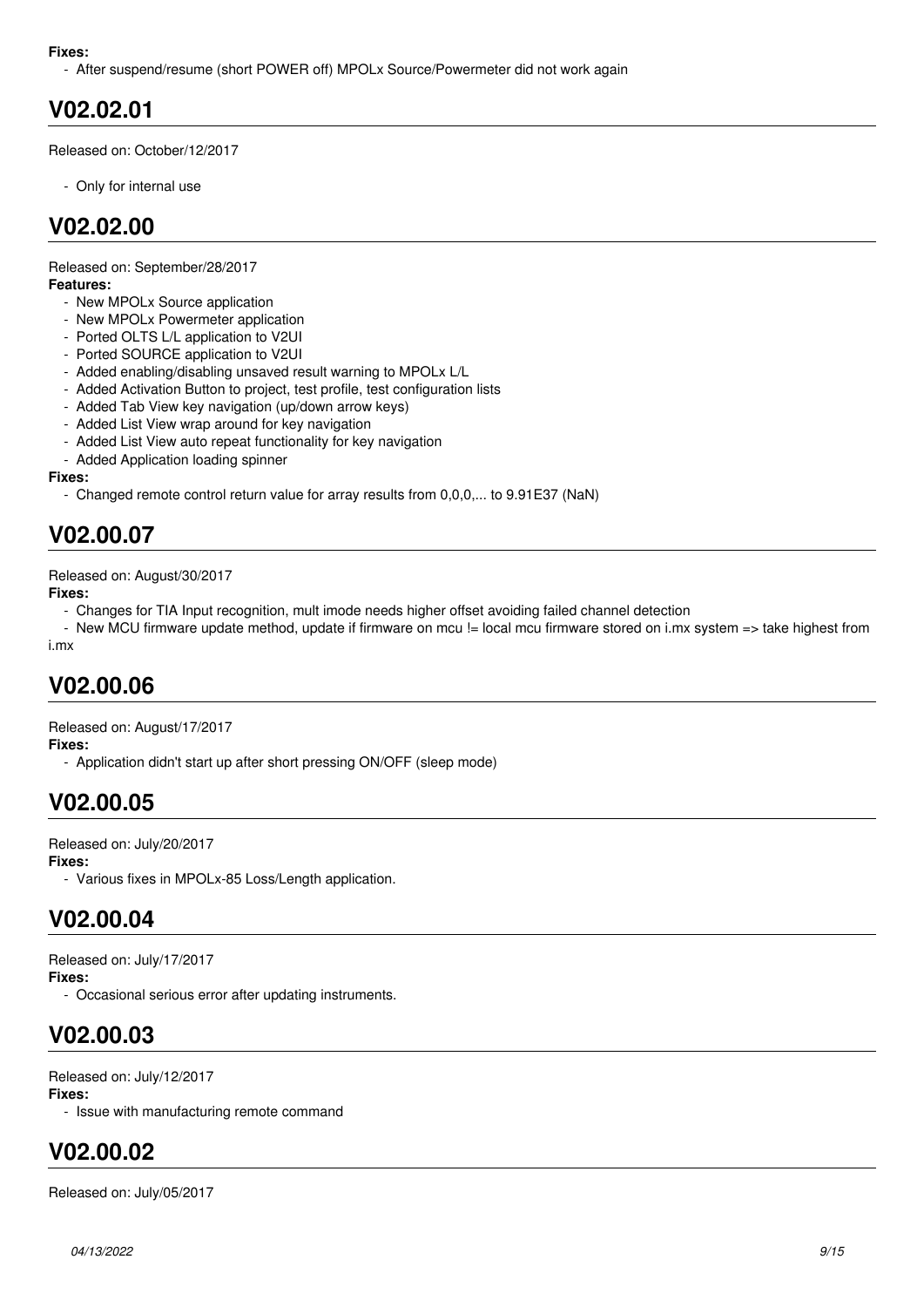**Fixes:**

- After suspend/resume (short POWER off) MPOLx Source/Powermeter did not work again

## V02.02.01

Released on: October/12/2017

- Only for internal use

## V02.02.00

Released on: September/28/2017

**Features:**

- New MPOLx Source application
- New MPOLx Powermeter application
- Ported OLTS L/L application to V2UI
- Ported SOURCE application to V2UI
- Added enabling/disabling unsaved result warning to MPOLx L/L
- Added Activation Button to project, test profile, test configuration lists
- Added Tab View key navigation (up/down arrow keys)
- Added List View wrap around for key navigation
- Added List View auto repeat functionality for key navigation
- Added Application loading spinner

**Fixes:**

- Changed remote control return value for array results from 0,0,0,... to 9.91E37 (NaN)

## V02.00.07

Released on: August/30/2017

**Fixes:**

- Changes for TIA Input recognition, mult imode needs higher offset avoiding failed channel detection
- New MCU firmware update method, update if firmware on mcu != local mcu firmware stored on i.mx system => take highest from i.mx

## V02.00.06

Released on: August/17/2017

**Fixes:**

- Application didn't start up after short pressing ON/OFF (sleep mode)

## V02.00.05

Released on: July/20/2017

**Fixes:**

- Various fixes in MPOLx-85 Loss/Length application.

## V02.00.04

Released on: July/17/2017

**Fixes:**

- Occasional serious error after updating instruments.

## V02.00.03

Released on: July/12/2017

**Fixes:**

- Issue with manufacturing remote command

## V02.00.02

Released on: July/05/2017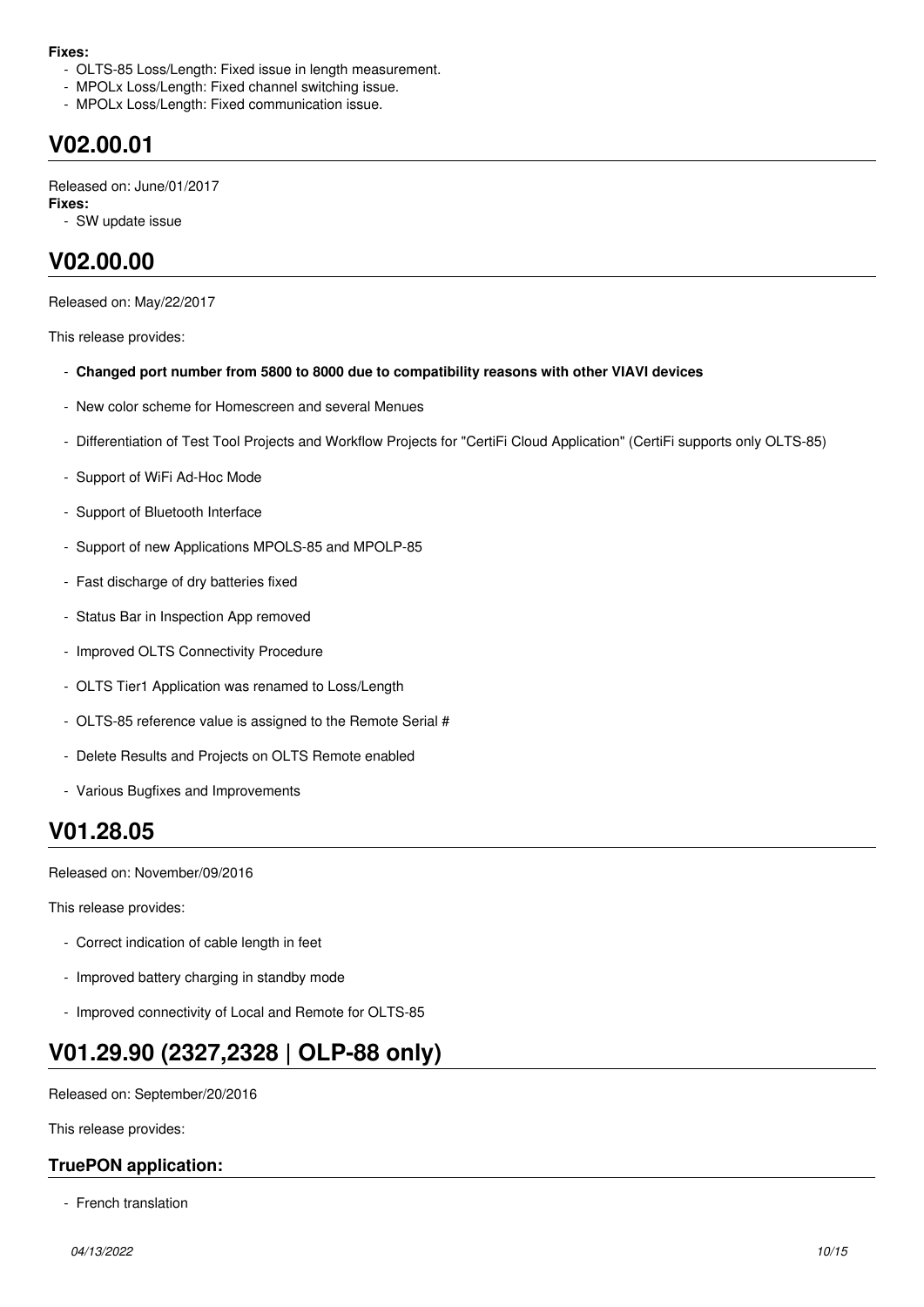**Fixes:**

- OLTS-85 Loss/Length: Fixed issue in length measurement.
- MPOLx Loss/Length: Fixed channel switching issue.
- MPOLx Loss/Length: Fixed communication issue.

## V02.00.01

Released on: June/01/2017

**Fixes:**

- SW update issue

## V02.00.00

Released on: May/22/2017

This release provides:

- **Changed port number from 5800 to 8000 due to compatibility reasons with other VIAVI devices**
- New color scheme for Homescreen and several Menues
- Differentiation of Test Tool Projects and Workflow Projects for "CertiFi Cloud Application" (CertiFi supports only OLTS-85)
- Support of WiFi Ad-Hoc Mode
- Support of Bluetooth Interface
- Support of new Applications MPOLS-85 and MPOLP-85
- Fast discharge of dry batteries fixed
- Status Bar in Inspection App removed
- Improved OLTS Connectivity Procedure
- OLTS Tier1 Application was renamed to Loss/Length
- OLTS-85 reference value is assigned to the Remote Serial #
- Delete Results and Projects on OLTS Remote enabled
- Various Bugfixes and Improvements

## V01.28.05

Released on: November/09/2016

This release provides:

- Correct indication of cable length in feet
- Improved battery charging in standby mode
- Improved connectivity of Local and Remote for OLTS-85

## V01.29.90 (2327,2328 | OLP-88 only)

Released on: September/20/2016

This release provides:

### TruePON application:

- French translation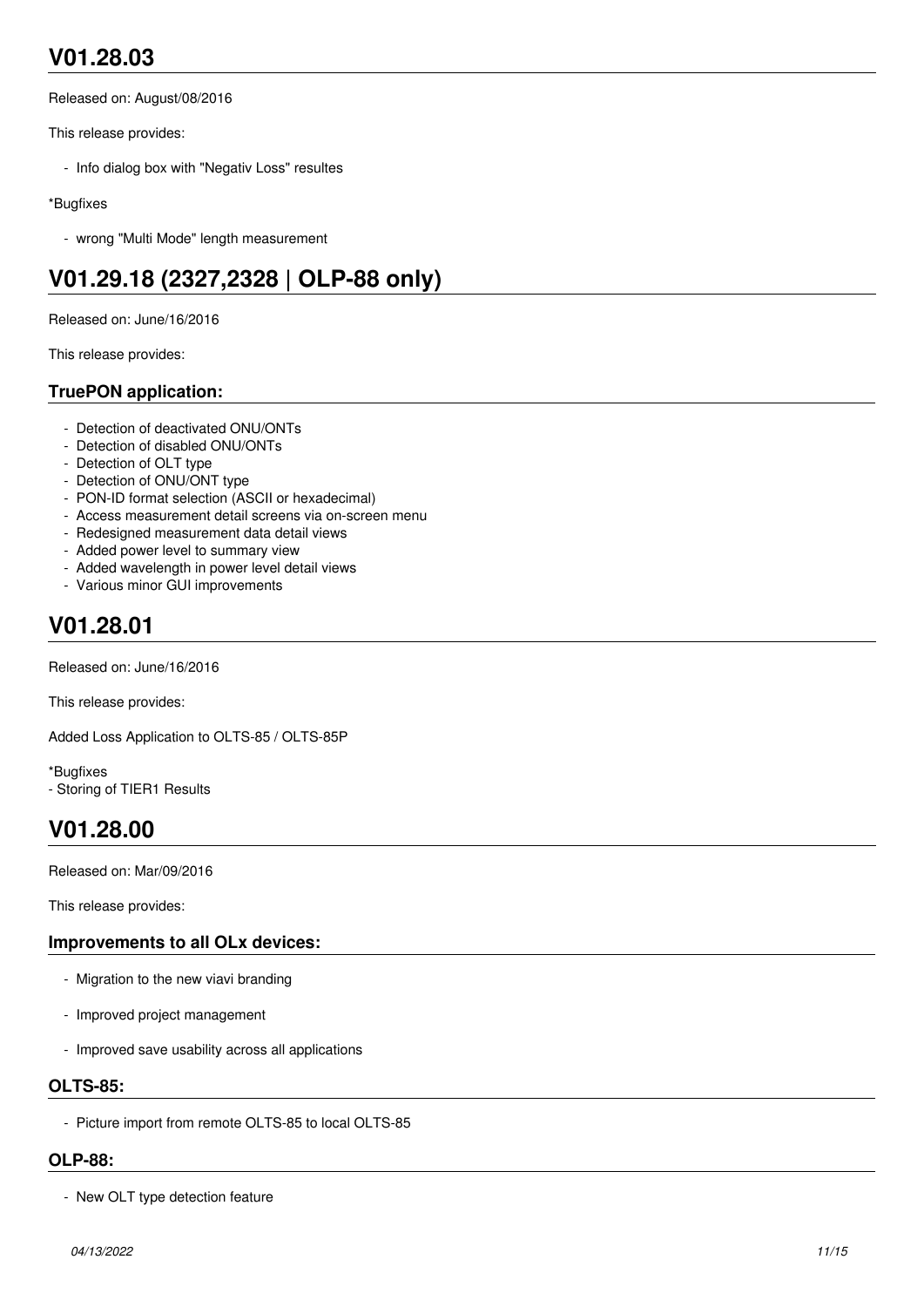## V01.28.03

Released on: August/08/2016

This release provides:

- Info dialog box with "Negativ Loss" resultes

*Bugfixes

- wrong "Multi Mode" length measurement

## V01.29.18 (2327,2328 | OLP-88 only)

Released on: June/16/2016

This release provides:

### TruePON application:

- Detection of deactivated ONU/ONTs
- Detection of disabled ONU/ONTs
- Detection of OLT type
- Detection of ONU/ONT type
- PON-ID format selection (ASCII or hexadecimal)
- Access measurement detail screens via on-screen menu
- Redesigned measurement data detail views
- Added power level to summary view
- Added wavelength in power level detail views
- Various minor GUI improvements

## V01.28.01

Released on: June/16/2016

This release provides:

Added Loss Application to OLTS-85 / OLTS-85P

*Bugfixes
- Storing of TIER1 Results

## V01.28.00

Released on: Mar/09/2016

This release provides:

### Improvements to all OLx devices:

- Migration to the new viavi branding

- Improved project management

- Improved save usability across all applications

### OLTS-85:

- Picture import from remote OLTS-85 to local OLTS-85

### OLP-88:

- New OLT type detection feature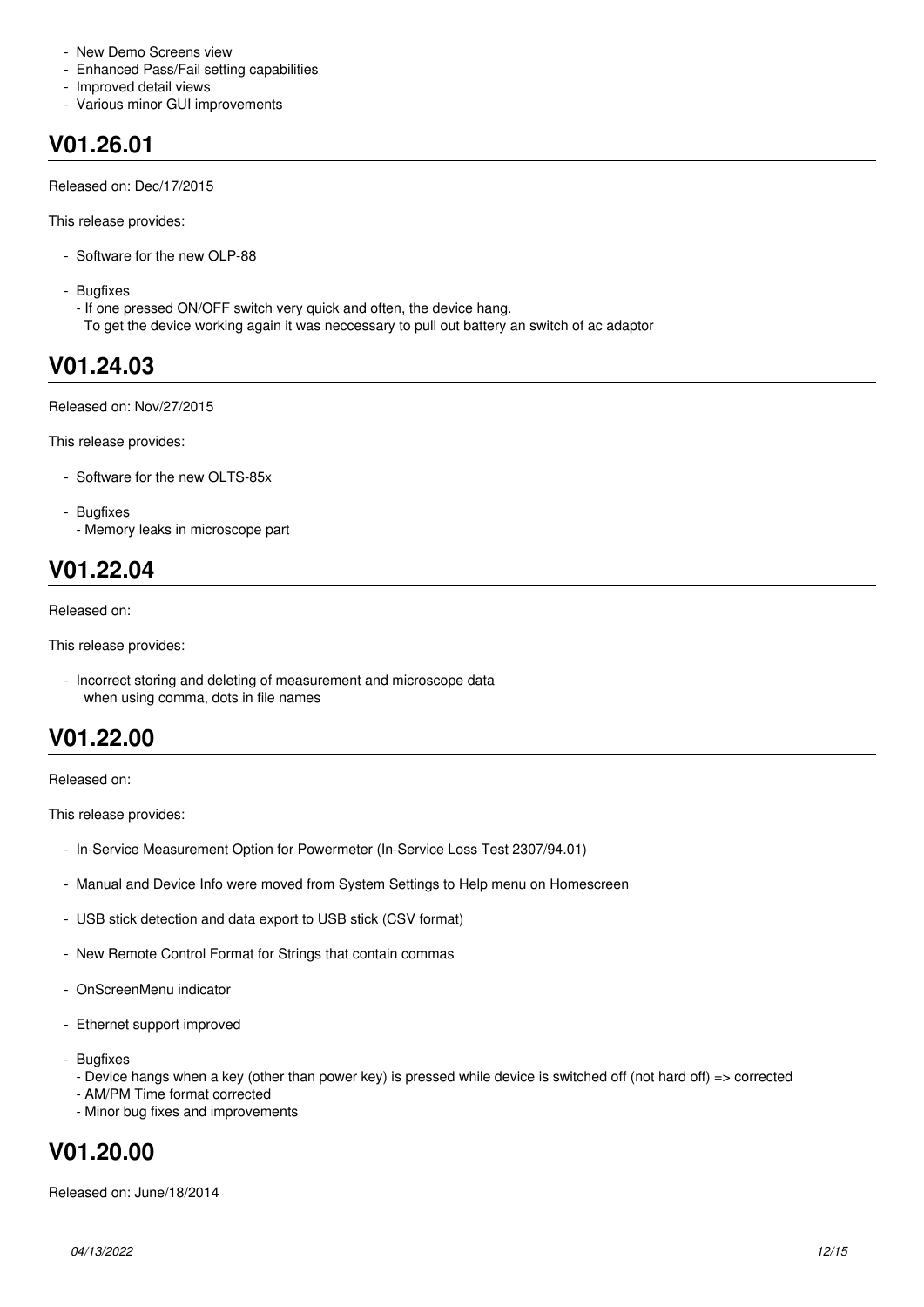- New Demo Screens view
- Enhanced Pass/Fail setting capabilities
- Improved detail views
- Various minor GUI improvements

## V01.26.01

Released on: Dec/17/2015

This release provides:

- Software for the new OLP-88

- Bugfixes
  - If one pressed ON/OFF switch very quick and often, the device hang.
    To get the device working again it was neccessary to pull out battery an switch of ac adaptor

## V01.24.03

Released on: Nov/27/2015

This release provides:

- Software for the new OLTS-85x

- Bugfixes
  - Memory leaks in microscope part

## V01.22.04

Released on:

This release provides:

- Incorrect storing and deleting of measurement and microscope data
  when using comma, dots in file names

## V01.22.00

Released on:

This release provides:

- In-Service Measurement Option for Powermeter (In-Service Loss Test 2307/94.01)

- Manual and Device Info were moved from System Settings to Help menu on Homescreen

- USB stick detection and data export to USB stick (CSV format)

- New Remote Control Format for Strings that contain commas

- OnScreenMenu indicator

- Ethernet support improved

- Bugfixes
  - Device hangs when a key (other than power key) is pressed while device is switched off (not hard off) => corrected
  - AM/PM Time format corrected
  - Minor bug fixes and improvements

## V01.20.00

Released on: June/18/2014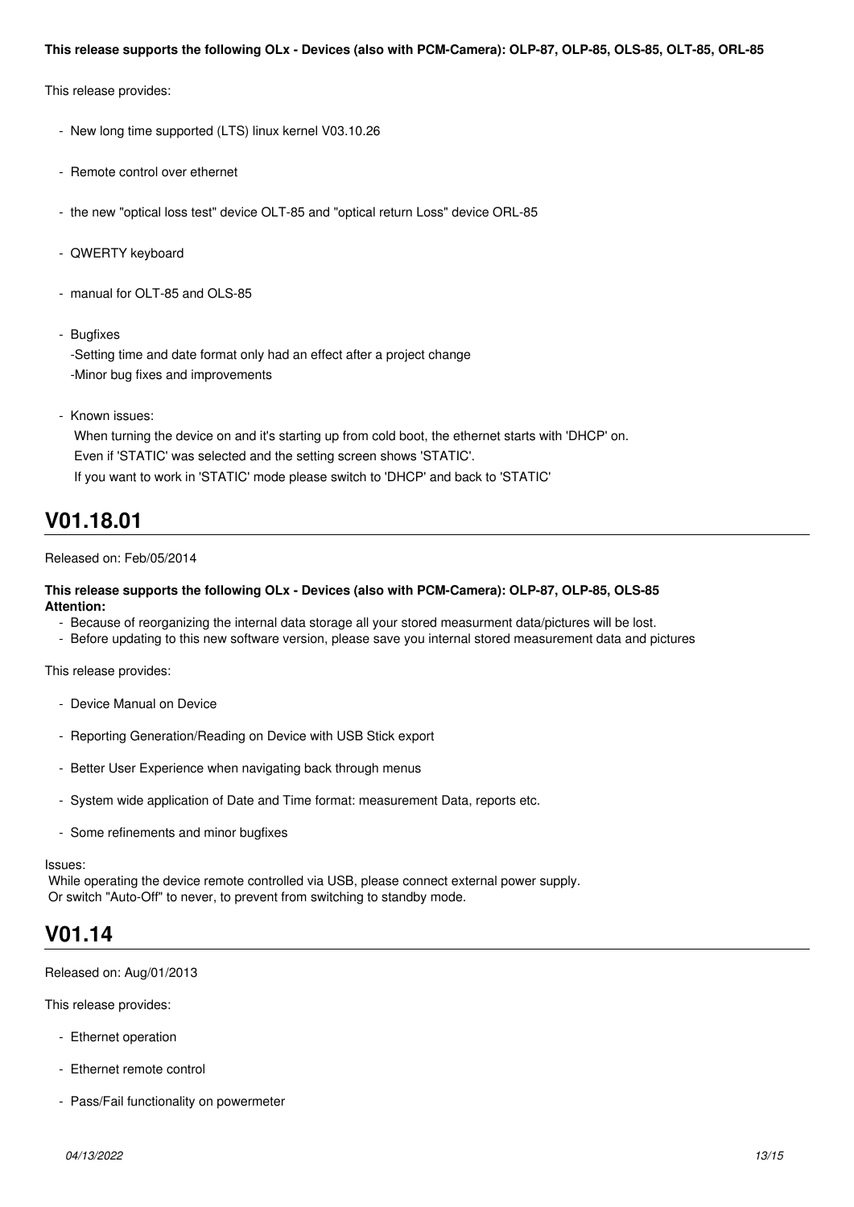**This release supports the following OLx - Devices (also with PCM-Camera): OLP-87, OLP-85, OLS-85, OLT-85, ORL-85**

This release provides:

- New long time supported (LTS) linux kernel V03.10.26
- Remote control over ethernet
- the new "optical loss test" device OLT-85 and "optical return Loss" device ORL-85
- QWERTY keyboard
- manual for OLT-85 and OLS-85
- Bugfixes
  -Setting time and date format only had an effect after a project change
  -Minor bug fixes and improvements
- Known issues:
  When turning the device on and it's starting up from cold boot, the ethernet starts with 'DHCP' on.
  Even if 'STATIC' was selected and the setting screen shows 'STATIC'.
  If you want to work in 'STATIC' mode please switch to 'DHCP' and back to 'STATIC'

## V01.18.01

Released on: Feb/05/2014

**This release supports the following OLx - Devices (also with PCM-Camera): OLP-87, OLP-85, OLS-85**
**Attention:**

- Because of reorganizing the internal data storage all your stored measurment data/pictures will be lost.
- Before updating to this new software version, please save you internal stored measurement data and pictures

This release provides:

- Device Manual on Device
- Reporting Generation/Reading on Device with USB Stick export
- Better User Experience when navigating back through menus
- System wide application of Date and Time format: measurement Data, reports etc.
- Some refinements and minor bugfixes

Issues:
While operating the device remote controlled via USB, please connect external power supply.
Or switch "Auto-Off" to never, to prevent from switching to standby mode.

## V01.14

Released on: Aug/01/2013

This release provides:

- Ethernet operation
- Ethernet remote control
- Pass/Fail functionality on powermeter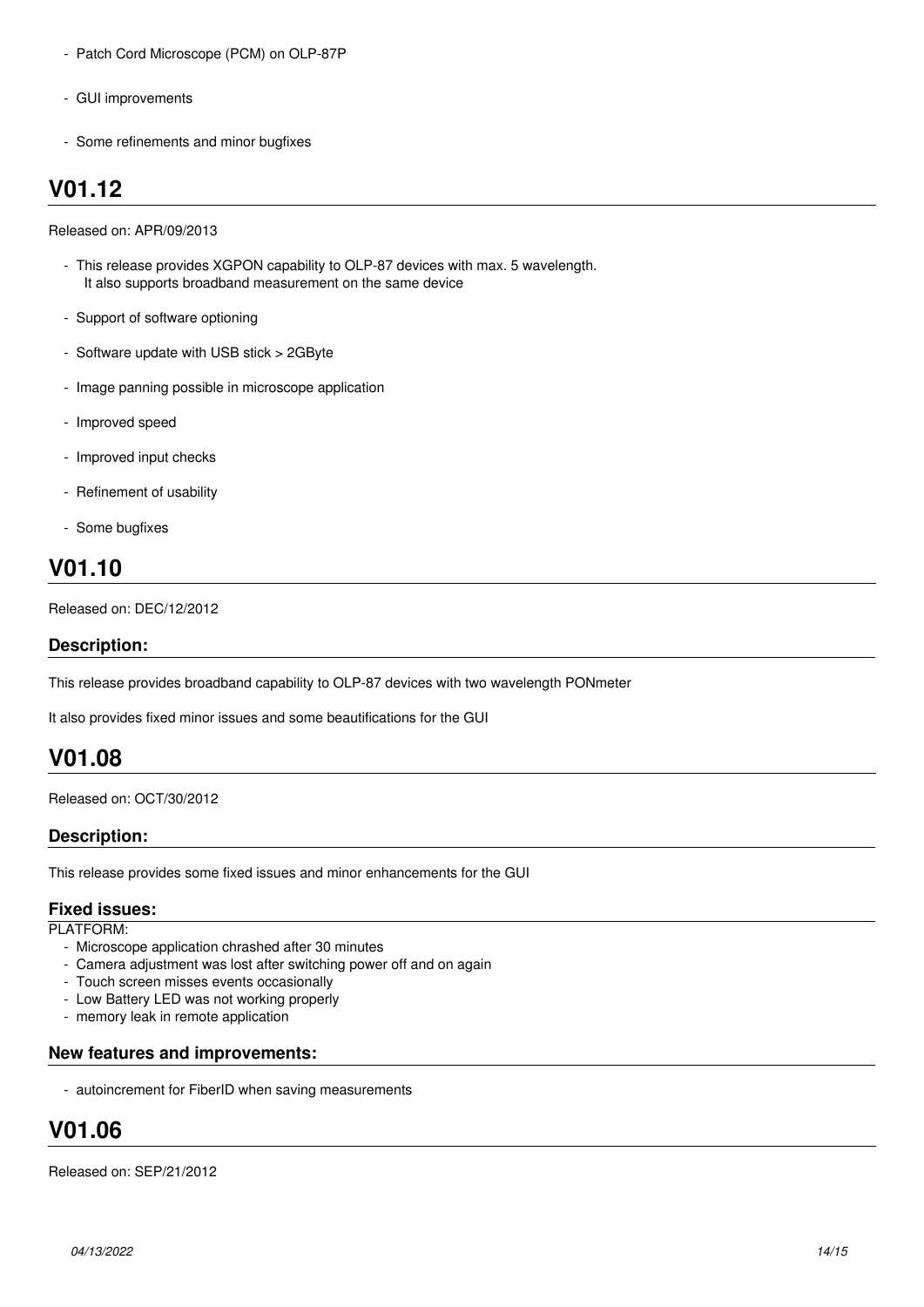- Patch Cord Microscope (PCM) on OLP-87P

- GUI improvements

- Some refinements and minor bugfixes

# V01.12

Released on: APR/09/2013

- This release provides XGPON capability to OLP-87 devices with max. 5 wavelength.
  It also supports broadband measurement on the same device

- Support of software optioning

- Software update with USB stick > 2GByte

- Image panning possible in microscope application

- Improved speed

- Improved input checks

- Refinement of usability

- Some bugfixes

# V01.10

Released on: DEC/12/2012

### Description:

This release provides broadband capability to OLP-87 devices with two wavelength PONmeter

It also provides fixed minor issues and some beautifications for the GUI

# V01.08

Released on: OCT/30/2012

### Description:

This release provides some fixed issues and minor enhancements for the GUI

### Fixed issues:

PLATFORM:

- Microscope application chrashed after 30 minutes
- Camera adjustment was lost after switching power off and on again
- Touch screen misses events occasionally
- Low Battery LED was not working properly
- memory leak in remote application

### New features and improvements:

- autoincrement for FiberID when saving measurements

# V01.06

Released on: SEP/21/2012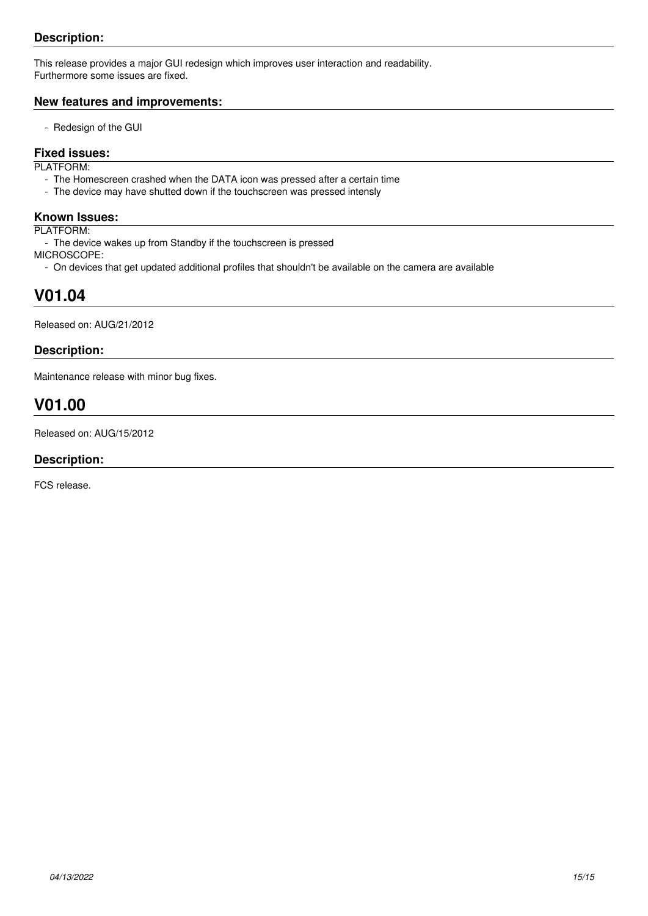### Description:

This release provides a major GUI redesign which improves user interaction and readability.
Furthermore some issues are fixed.

### New features and improvements:

- Redesign of the GUI

### Fixed issues:

PLATFORM:

- The Homescreen crashed when the DATA icon was pressed after a certain time
- The device may have shutted down if the touchscreen was pressed intensly

### Known Issues:

PLATFORM:

- The device wakes up from Standby if the touchscreen is pressed

MICROSCOPE:

- On devices that get updated additional profiles that shouldn't be available on the camera are available

## V01.04

Released on: AUG/21/2012

### Description:

Maintenance release with minor bug fixes.

## V01.00

Released on: AUG/15/2012

### Description:

FCS release.